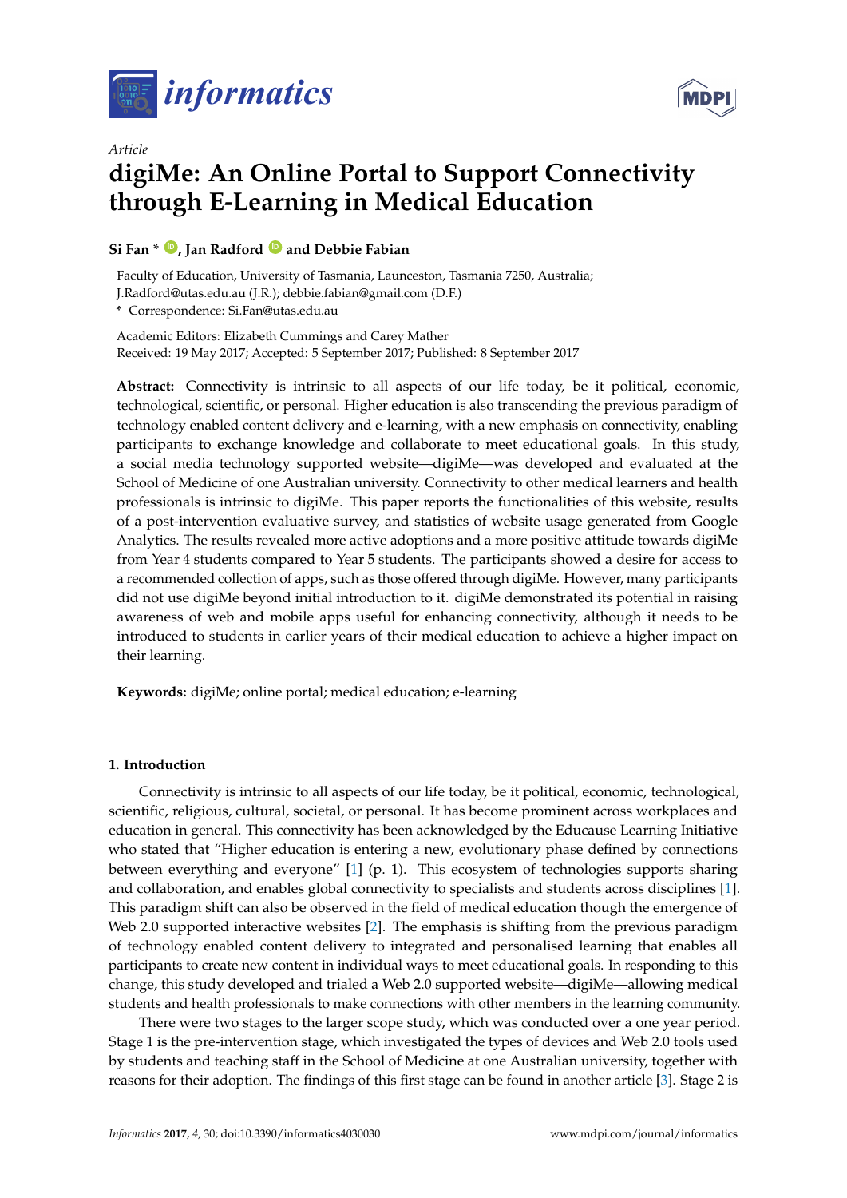*Article*

# digiMe: An Online Portal to Support Connectivity through E-Learning in Medical Education

**Si Fan \*, Jan Radford and Debbie Fabian**

Faculty of Education, University of Tasmania, Launceston, Tasmania 7250, Australia; J.Radford@utas.edu.au (J.R.); debbie.fabian@gmail.com (D.F.)

\* Correspondence: Si.Fan@utas.edu.au

Academic Editors: Elizabeth Cummings and Carey Mather
Received: 19 May 2017; Accepted: 5 September 2017; Published: 8 September 2017

**Abstract:** Connectivity is intrinsic to all aspects of our life today, be it political, economic, technological, scientific, or personal. Higher education is also transcending the previous paradigm of technology enabled content delivery and e-learning, with a new emphasis on connectivity, enabling participants to exchange knowledge and collaborate to meet educational goals. In this study, a social media technology supported website—digiMe—was developed and evaluated at the School of Medicine of one Australian university. Connectivity to other medical learners and health professionals is intrinsic to digiMe. This paper reports the functionalities of this website, results of a post-intervention evaluative survey, and statistics of website usage generated from Google Analytics. The results revealed more active adoptions and a more positive attitude towards digiMe from Year 4 students compared to Year 5 students. The participants showed a desire for access to a recommended collection of apps, such as those offered through digiMe. However, many participants did not use digiMe beyond initial introduction to it. digiMe demonstrated its potential in raising awareness of web and mobile apps useful for enhancing connectivity, although it needs to be introduced to students in earlier years of their medical education to achieve a higher impact on their learning.

**Keywords:** digiMe; online portal; medical education; e-learning

## 1. Introduction

Connectivity is intrinsic to all aspects of our life today, be it political, economic, technological, scientific, religious, cultural, societal, or personal. It has become prominent across workplaces and education in general. This connectivity has been acknowledged by the Educause Learning Initiative who stated that "Higher education is entering a new, evolutionary phase defined by connections between everything and everyone" [1] (p. 1). This ecosystem of technologies supports sharing and collaboration, and enables global connectivity to specialists and students across disciplines [1]. This paradigm shift can also be observed in the field of medical education though the emergence of Web 2.0 supported interactive websites [2]. The emphasis is shifting from the previous paradigm of technology enabled content delivery to integrated and personalised learning that enables all participants to create new content in individual ways to meet educational goals. In responding to this change, this study developed and trialed a Web 2.0 supported website—digiMe—allowing medical students and health professionals to make connections with other members in the learning community.

There were two stages to the larger scope study, which was conducted over a one year period. Stage 1 is the pre-intervention stage, which investigated the types of devices and Web 2.0 tools used by students and teaching staff in the School of Medicine at one Australian university, together with reasons for their adoption. The findings of this first stage can be found in another article [3]. Stage 2 is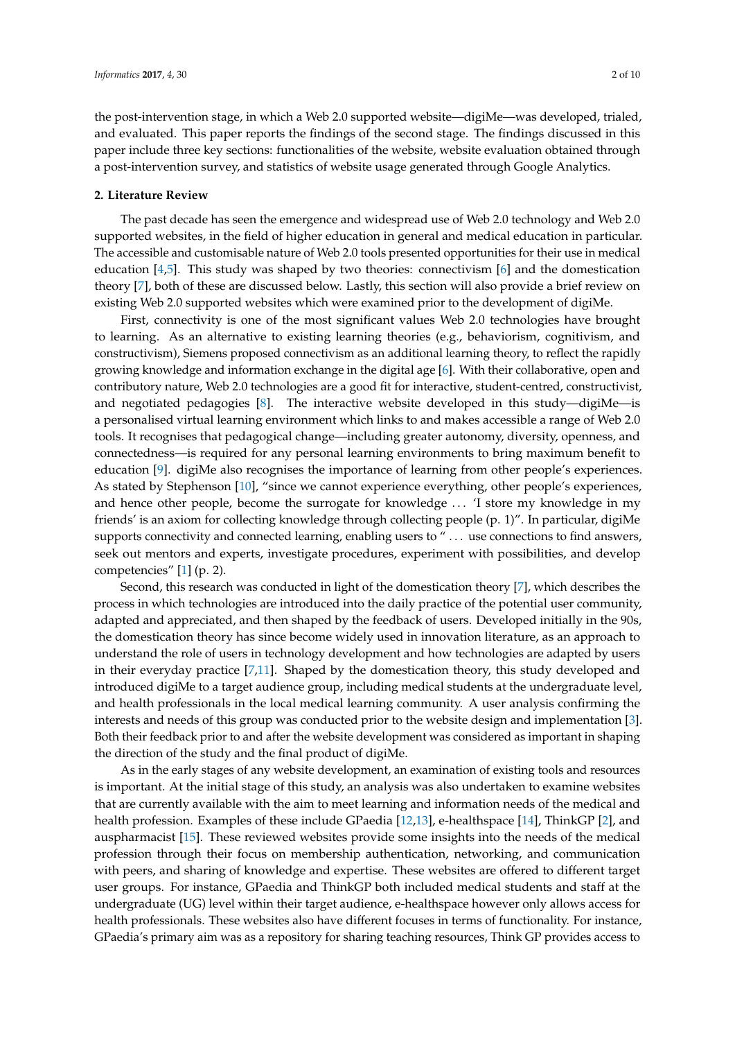the post-intervention stage, in which a Web 2.0 supported website—digiMe—was developed, trialed, and evaluated. This paper reports the findings of the second stage. The findings discussed in this paper include three key sections: functionalities of the website, website evaluation obtained through a post-intervention survey, and statistics of website usage generated through Google Analytics.

## 2. Literature Review

The past decade has seen the emergence and widespread use of Web 2.0 technology and Web 2.0 supported websites, in the field of higher education in general and medical education in particular. The accessible and customisable nature of Web 2.0 tools presented opportunities for their use in medical education [4,5]. This study was shaped by two theories: connectivism [6] and the domestication theory [7], both of these are discussed below. Lastly, this section will also provide a brief review on existing Web 2.0 supported websites which were examined prior to the development of digiMe.

First, connectivity is one of the most significant values Web 2.0 technologies have brought to learning. As an alternative to existing learning theories (e.g., behaviorism, cognitivism, and constructivism), Siemens proposed connectivism as an additional learning theory, to reflect the rapidly growing knowledge and information exchange in the digital age [6]. With their collaborative, open and contributory nature, Web 2.0 technologies are a good fit for interactive, student-centred, constructivist, and negotiated pedagogies [8]. The interactive website developed in this study—digiMe—is a personalised virtual learning environment which links to and makes accessible a range of Web 2.0 tools. It recognises that pedagogical change—including greater autonomy, diversity, openness, and connectedness—is required for any personal learning environments to bring maximum benefit to education [9]. digiMe also recognises the importance of learning from other people's experiences. As stated by Stephenson [10], "since we cannot experience everything, other people's experiences, and hence other people, become the surrogate for knowledge ... 'I store my knowledge in my friends' is an axiom for collecting knowledge through collecting people (p. 1)". In particular, digiMe supports connectivity and connected learning, enabling users to " ... use connections to find answers, seek out mentors and experts, investigate procedures, experiment with possibilities, and develop competencies" [1] (p. 2).

Second, this research was conducted in light of the domestication theory [7], which describes the process in which technologies are introduced into the daily practice of the potential user community, adapted and appreciated, and then shaped by the feedback of users. Developed initially in the 90s, the domestication theory has since become widely used in innovation literature, as an approach to understand the role of users in technology development and how technologies are adapted by users in their everyday practice [7,11]. Shaped by the domestication theory, this study developed and introduced digiMe to a target audience group, including medical students at the undergraduate level, and health professionals in the local medical learning community. A user analysis confirming the interests and needs of this group was conducted prior to the website design and implementation [3]. Both their feedback prior to and after the website development was considered as important in shaping the direction of the study and the final product of digiMe.

As in the early stages of any website development, an examination of existing tools and resources is important. At the initial stage of this study, an analysis was also undertaken to examine websites that are currently available with the aim to meet learning and information needs of the medical and health profession. Examples of these include GPaedia [12,13], e-healthspace [14], ThinkGP [2], and auspharmacist [15]. These reviewed websites provide some insights into the needs of the medical profession through their focus on membership authentication, networking, and communication with peers, and sharing of knowledge and expertise. These websites are offered to different target user groups. For instance, GPaedia and ThinkGP both included medical students and staff at the undergraduate (UG) level within their target audience, e-healthspace however only allows access for health professionals. These websites also have different focuses in terms of functionality. For instance, GPaedia's primary aim was as a repository for sharing teaching resources, Think GP provides access to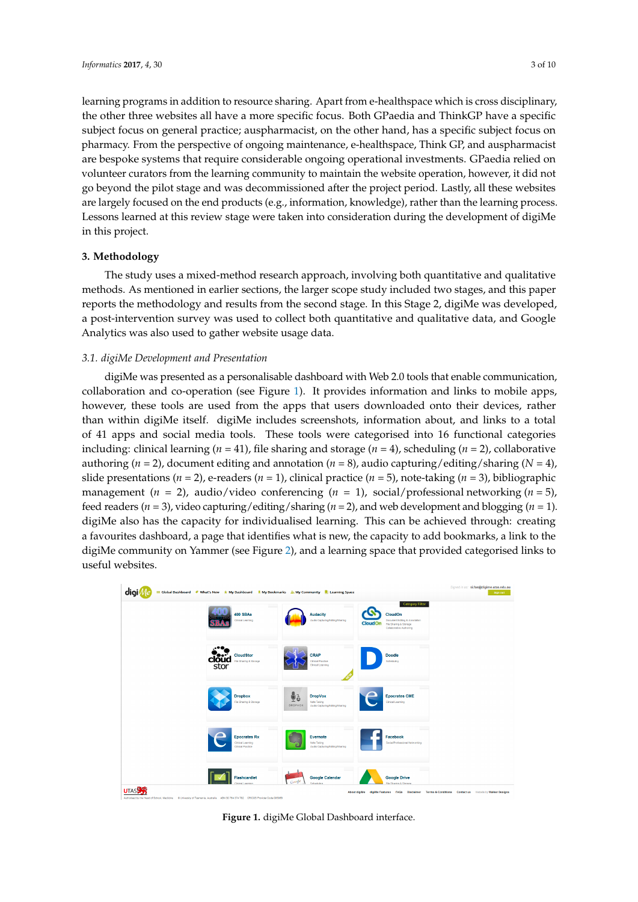learning programs in addition to resource sharing. Apart from e-healthspace which is cross disciplinary, the other three websites all have a more specific focus. Both GPaedia and ThinkGP have a specific subject focus on general practice; auspharmacist, on the other hand, has a specific subject focus on pharmacy. From the perspective of ongoing maintenance, e-healthspace, Think GP, and auspharmacist are bespoke systems that require considerable ongoing operational investments. GPaedia relied on volunteer curators from the learning community to maintain the website operation, however, it did not go beyond the pilot stage and was decommissioned after the project period. Lastly, all these websites are largely focused on the end products (e.g., information, knowledge), rather than the learning process. Lessons learned at this review stage were taken into consideration during the development of digiMe in this project.

## 3. Methodology

The study uses a mixed-method research approach, involving both quantitative and qualitative methods. As mentioned in earlier sections, the larger scope study included two stages, and this paper reports the methodology and results from the second stage. In this Stage 2, digiMe was developed, a post-intervention survey was used to collect both quantitative and qualitative data, and Google Analytics was also used to gather website usage data.

### *3.1. digiMe Development and Presentation*

digiMe was presented as a personalisable dashboard with Web 2.0 tools that enable communication, collaboration and co-operation (see Figure 1). It provides information and links to mobile apps, however, these tools are used from the apps that users downloaded onto their devices, rather than within digiMe itself. digiMe includes screenshots, information about, and links to a total of 41 apps and social media tools. These tools were categorised into 16 functional categories including: clinical learning ($n = 41$), file sharing and storage ($n = 4$), scheduling ($n = 2$), collaborative authoring ($n = 2$), document editing and annotation ($n = 8$), audio capturing/editing/sharing ($N = 4$), slide presentations ($n = 2$), e-readers ($n = 1$), clinical practice ($n = 5$), note-taking ($n = 3$), bibliographic management ($n = 2$), audio/video conferencing ($n = 1$), social/professional networking ($n = 5$), feed readers ($n = 3$), video capturing/editing/sharing ($n = 2$), and web development and blogging ($n = 1$). digiMe also has the capacity for individualised learning. This can be achieved through: creating a favourites dashboard, a page that identifies what is new, the capacity to add bookmarks, a link to the digiMe community on Yammer (see Figure 2), and a learning space that provided categorised links to useful websites.

**Figure 1.** digiMe Global Dashboard interface.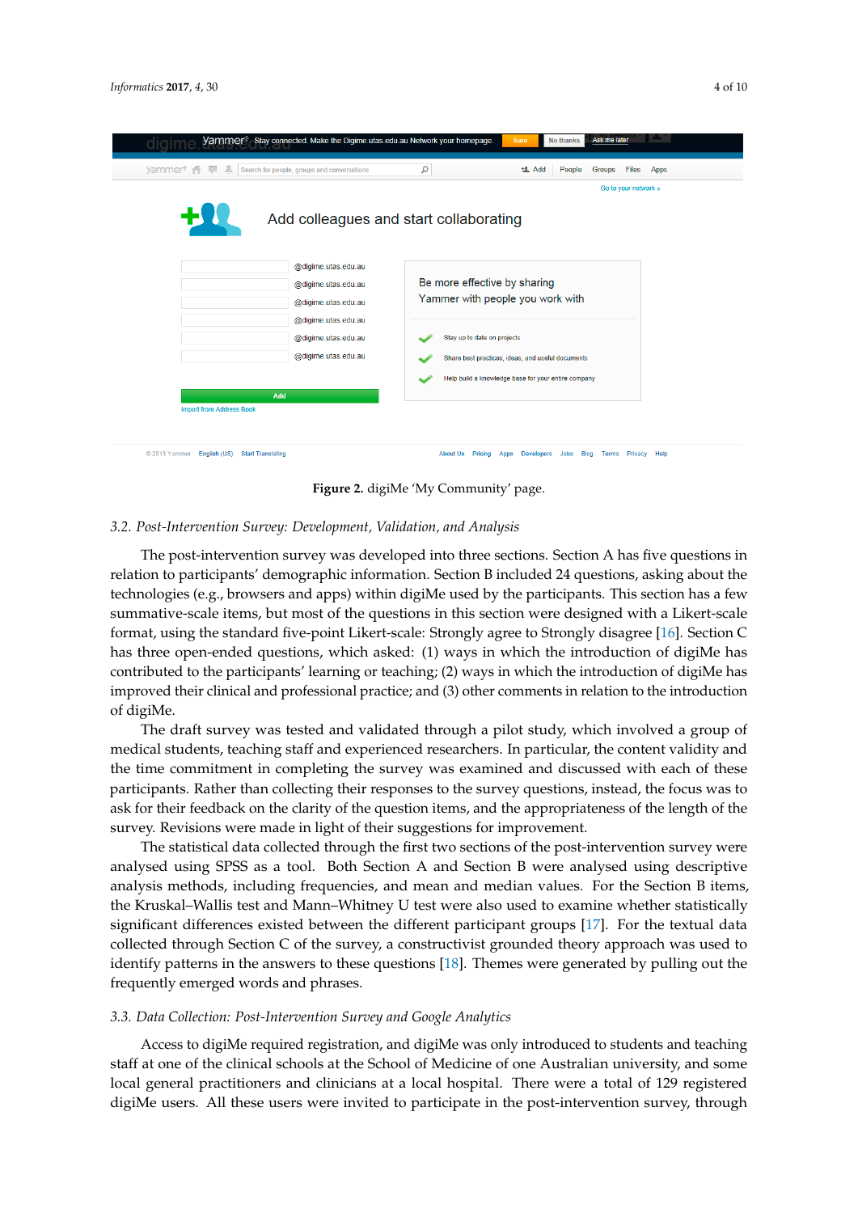Figure 2. digiMe 'My Community' page.

### 3.2. Post-Intervention Survey: Development, Validation, and Analysis

The post-intervention survey was developed into three sections. Section A has five questions in relation to participants' demographic information. Section B included 24 questions, asking about the technologies (e.g., browsers and apps) within digiMe used by the participants. This section has a few summative-scale items, but most of the questions in this section were designed with a Likert-scale format, using the standard five-point Likert-scale: Strongly agree to Strongly disagree [16]. Section C has three open-ended questions, which asked: (1) ways in which the introduction of digiMe has contributed to the participants' learning or teaching; (2) ways in which the introduction of digiMe has improved their clinical and professional practice; and (3) other comments in relation to the introduction of digiMe.

The draft survey was tested and validated through a pilot study, which involved a group of medical students, teaching staff and experienced researchers. In particular, the content validity and the time commitment in completing the survey was examined and discussed with each of these participants. Rather than collecting their responses to the survey questions, instead, the focus was to ask for their feedback on the clarity of the question items, and the appropriateness of the length of the survey. Revisions were made in light of their suggestions for improvement.

The statistical data collected through the first two sections of the post-intervention survey were analysed using SPSS as a tool. Both Section A and Section B were analysed using descriptive analysis methods, including frequencies, and mean and median values. For the Section B items, the Kruskal–Wallis test and Mann–Whitney U test were also used to examine whether statistically significant differences existed between the different participant groups [17]. For the textual data collected through Section C of the survey, a constructivist grounded theory approach was used to identify patterns in the answers to these questions [18]. Themes were generated by pulling out the frequently emerged words and phrases.

### 3.3. Data Collection: Post-Intervention Survey and Google Analytics

Access to digiMe required registration, and digiMe was only introduced to students and teaching staff at one of the clinical schools at the School of Medicine of one Australian university, and some local general practitioners and clinicians at a local hospital. There were a total of 129 registered digiMe users. All these users were invited to participate in the post-intervention survey, through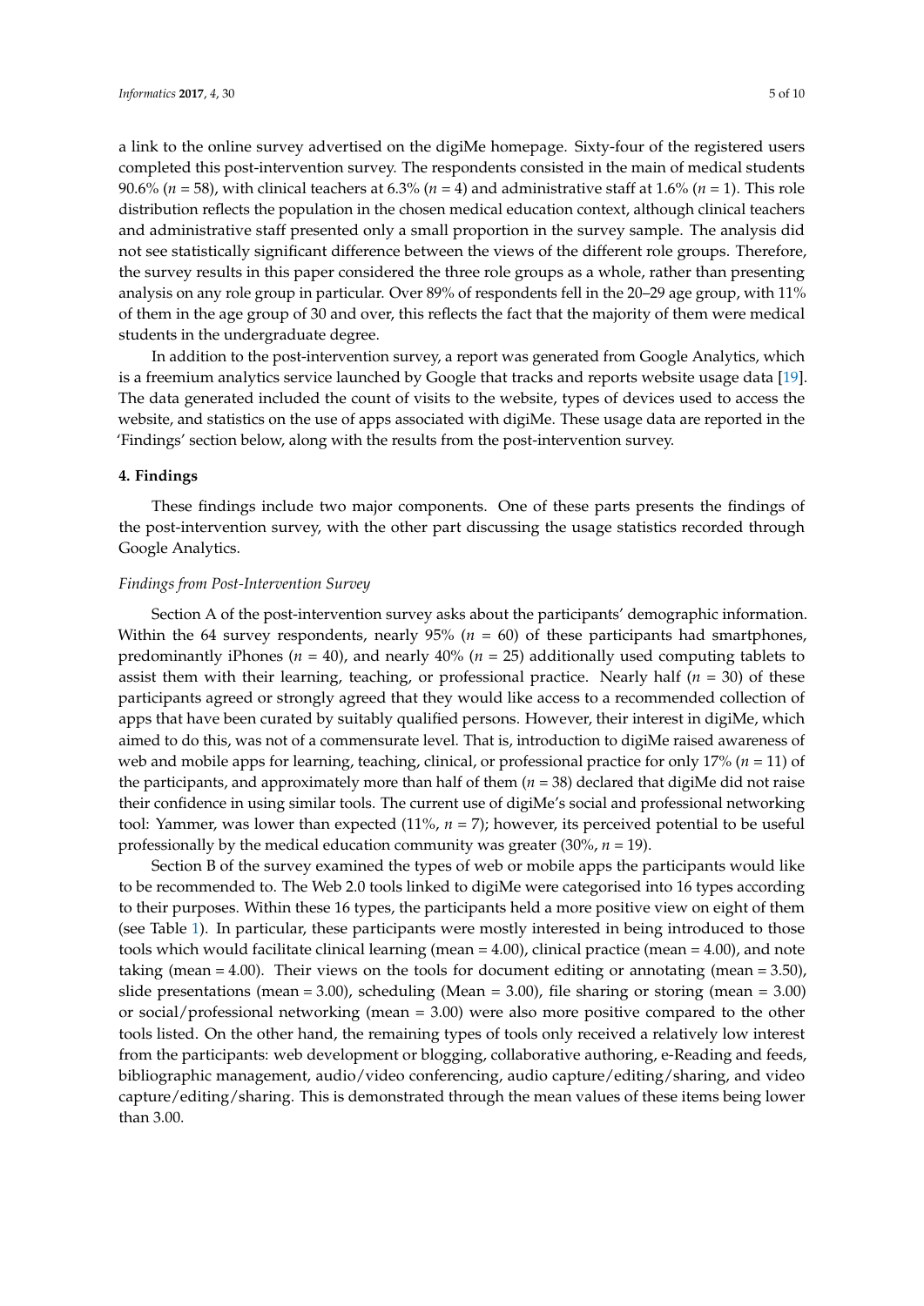a link to the online survey advertised on the digiMe homepage. Sixty-four of the registered users completed this post-intervention survey. The respondents consisted in the main of medical students 90.6% ($n$ = 58), with clinical teachers at 6.3% ($n$ = 4) and administrative staff at 1.6% ($n$ = 1). This role distribution reflects the population in the chosen medical education context, although clinical teachers and administrative staff presented only a small proportion in the survey sample. The analysis did not see statistically significant difference between the views of the different role groups. Therefore, the survey results in this paper considered the three role groups as a whole, rather than presenting analysis on any role group in particular. Over 89% of respondents fell in the 20–29 age group, with 11% of them in the age group of 30 and over, this reflects the fact that the majority of them were medical students in the undergraduate degree.

In addition to the post-intervention survey, a report was generated from Google Analytics, which is a freemium analytics service launched by Google that tracks and reports website usage data [19]. The data generated included the count of visits to the website, types of devices used to access the website, and statistics on the use of apps associated with digiMe. These usage data are reported in the 'Findings' section below, along with the results from the post-intervention survey.

## 4. Findings

These findings include two major components. One of these parts presents the findings of the post-intervention survey, with the other part discussing the usage statistics recorded through Google Analytics.

### *Findings from Post-Intervention Survey*

Section A of the post-intervention survey asks about the participants' demographic information. Within the 64 survey respondents, nearly 95% ($n$ = 60) of these participants had smartphones, predominantly iPhones ($n$ = 40), and nearly 40% ($n$ = 25) additionally used computing tablets to assist them with their learning, teaching, or professional practice. Nearly half ($n$ = 30) of these participants agreed or strongly agreed that they would like access to a recommended collection of apps that have been curated by suitably qualified persons. However, their interest in digiMe, which aimed to do this, was not of a commensurate level. That is, introduction to digiMe raised awareness of web and mobile apps for learning, teaching, clinical, or professional practice for only 17% ($n$ = 11) of the participants, and approximately more than half of them ($n$ = 38) declared that digiMe did not raise their confidence in using similar tools. The current use of digiMe's social and professional networking tool: Yammer, was lower than expected (11%, $n$ = 7); however, its perceived potential to be useful professionally by the medical education community was greater (30%, $n$ = 19).

Section B of the survey examined the types of web or mobile apps the participants would like to be recommended to. The Web 2.0 tools linked to digiMe were categorised into 16 types according to their purposes. Within these 16 types, the participants held a more positive view on eight of them (see Table 1). In particular, these participants were mostly interested in being introduced to those tools which would facilitate clinical learning (mean = 4.00), clinical practice (mean = 4.00), and note taking (mean = 4.00). Their views on the tools for document editing or annotating (mean = 3.50), slide presentations (mean = 3.00), scheduling (Mean = 3.00), file sharing or storing (mean = 3.00) or social/professional networking (mean = 3.00) were also more positive compared to the other tools listed. On the other hand, the remaining types of tools only received a relatively low interest from the participants: web development or blogging, collaborative authoring, e-Reading and feeds, bibliographic management, audio/video conferencing, audio capture/editing/sharing, and video capture/editing/sharing. This is demonstrated through the mean values of these items being lower than 3.00.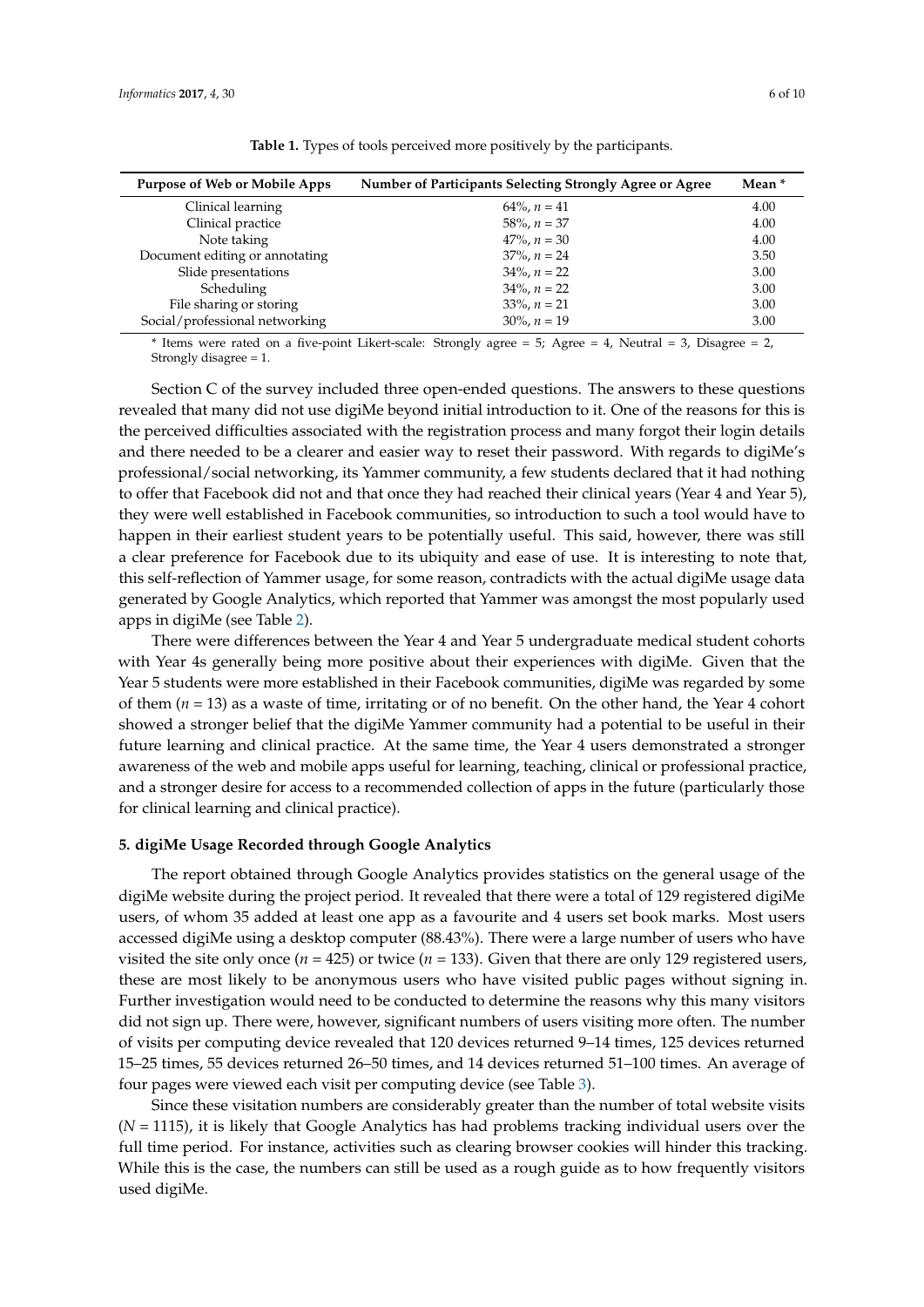**Table 1.** Types of tools perceived more positively by the participants.

| Purpose of Web or Mobile Apps | Number of Participants Selecting Strongly Agree or Agree | Mean * |
| --- | --- | --- |
| Clinical learning | 64%, $n = 41$ | 4.00 |
| Clinical practice | 58%, $n = 37$ | 4.00 |
| Note taking | 47%, $n = 30$ | 4.00 |
| Document editing or annotating | 37%, $n = 24$ | 3.50 |
| Slide presentations | 34%, $n = 22$ | 3.00 |
| Scheduling | 34%, $n = 22$ | 3.00 |
| File sharing or storing | 33%, $n = 21$ | 3.00 |
| Social/professional networking | 30%, $n = 19$ | 3.00 |

* Items were rated on a five-point Likert-scale: Strongly agree = 5; Agree = 4, Neutral = 3, Disagree = 2, Strongly disagree = 1.

Section C of the survey included three open-ended questions. The answers to these questions revealed that many did not use digiMe beyond initial introduction to it. One of the reasons for this is the perceived difficulties associated with the registration process and many forgot their login details and there needed to be a clearer and easier way to reset their password. With regards to digiMe's professional/social networking, its Yammer community, a few students declared that it had nothing to offer that Facebook did not and that once they had reached their clinical years (Year 4 and Year 5), they were well established in Facebook communities, so introduction to such a tool would have to happen in their earliest student years to be potentially useful. This said, however, there was still a clear preference for Facebook due to its ubiquity and ease of use. It is interesting to note that, this self-reflection of Yammer usage, for some reason, contradicts with the actual digiMe usage data generated by Google Analytics, which reported that Yammer was amongst the most popularly used apps in digiMe (see Table 2).

There were differences between the Year 4 and Year 5 undergraduate medical student cohorts with Year 4s generally being more positive about their experiences with digiMe. Given that the Year 5 students were more established in their Facebook communities, digiMe was regarded by some of them ($n = 13$) as a waste of time, irritating or of no benefit. On the other hand, the Year 4 cohort showed a stronger belief that the digiMe Yammer community had a potential to be useful in their future learning and clinical practice. At the same time, the Year 4 users demonstrated a stronger awareness of the web and mobile apps useful for learning, teaching, clinical or professional practice, and a stronger desire for access to a recommended collection of apps in the future (particularly those for clinical learning and clinical practice).

## 5. digiMe Usage Recorded through Google Analytics

The report obtained through Google Analytics provides statistics on the general usage of the digiMe website during the project period. It revealed that there were a total of 129 registered digiMe users, of whom 35 added at least one app as a favourite and 4 users set book marks. Most users accessed digiMe using a desktop computer (88.43%). There were a large number of users who have visited the site only once ($n = 425$) or twice ($n = 133$). Given that there are only 129 registered users, these are most likely to be anonymous users who have visited public pages without signing in. Further investigation would need to be conducted to determine the reasons why this many visitors did not sign up. There were, however, significant numbers of users visiting more often. The number of visits per computing device revealed that 120 devices returned 9–14 times, 125 devices returned 15–25 times, 55 devices returned 26–50 times, and 14 devices returned 51–100 times. An average of four pages were viewed each visit per computing device (see Table 3).

Since these visitation numbers are considerably greater than the number of total website visits ($N = 1115$), it is likely that Google Analytics has had problems tracking individual users over the full time period. For instance, activities such as clearing browser cookies will hinder this tracking. While this is the case, the numbers can still be used as a rough guide as to how frequently visitors used digiMe.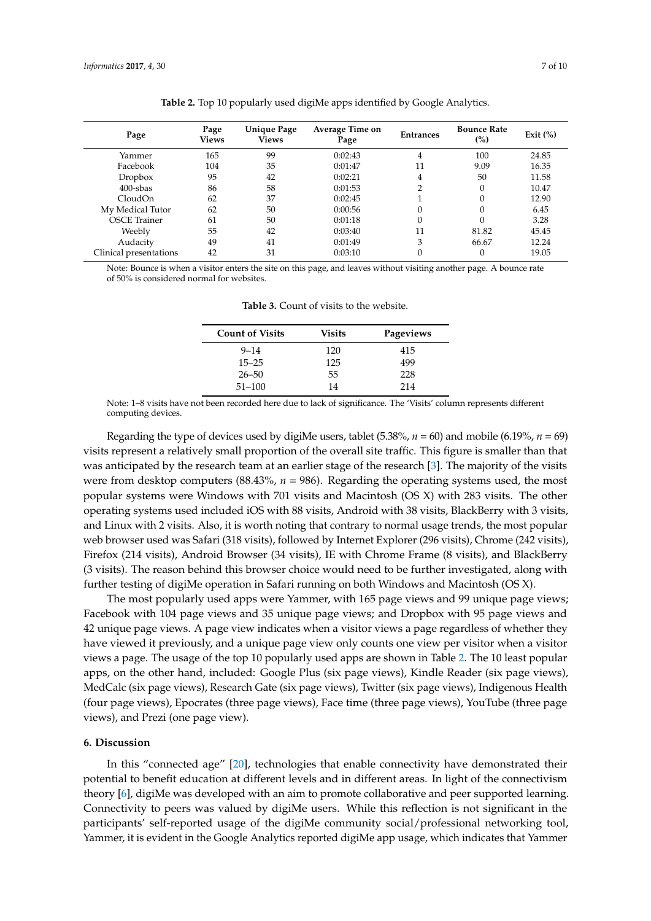**Table 2.** Top 10 popularly used digiMe apps identified by Google Analytics.

| Page | Page Views | Unique Page Views | Average Time on Page | Entrances | Bounce Rate (%) | Exit (%) |
|---|---|---|---|---|---|---|
| Yammer | 165 | 99 | 0:02:43 | 4 | 100 | 24.85 |
| Facebook | 104 | 35 | 0:01:47 | 11 | 9.09 | 16.35 |
| Dropbox | 95 | 42 | 0:02:21 | 4 | 50 | 11.58 |
| 400-sbas | 86 | 58 | 0:01:53 | 2 | 0 | 10.47 |
| CloudOn | 62 | 37 | 0:02:45 | 1 | 0 | 12.90 |
| My Medical Tutor | 62 | 50 | 0:00:56 | 0 | 0 | 6.45 |
| OSCE Trainer | 61 | 50 | 0:01:18 | 0 | 0 | 3.28 |
| Weebly | 55 | 42 | 0:03:40 | 11 | 81.82 | 45.45 |
| Audacity | 49 | 41 | 0:01:49 | 3 | 66.67 | 12.24 |
| Clinical presentations | 42 | 31 | 0:03:10 | 0 | 0 | 19.05 |

Note: Bounce is when a visitor enters the site on this page, and leaves without visiting another page. A bounce rate of 50% is considered normal for websites.

**Table 3.** Count of visits to the website.

| Count of Visits | Visits | Pageviews |
|---|---|---|
| 9–14 | 120 | 415 |
| 15–25 | 125 | 499 |
| 26–50 | 55 | 228 |
| 51–100 | 14 | 214 |

Note: 1–8 visits have not been recorded here due to lack of significance. The 'Visits' column represents different computing devices.

Regarding the type of devices used by digiMe users, tablet (5.38%, $n = 60$) and mobile (6.19%, $n = 69$) visits represent a relatively small proportion of the overall site traffic. This figure is smaller than that was anticipated by the research team at an earlier stage of the research [3]. The majority of the visits were from desktop computers (88.43%, $n = 986$). Regarding the operating systems used, the most popular systems were Windows with 701 visits and Macintosh (OS X) with 283 visits. The other operating systems used included iOS with 88 visits, Android with 38 visits, BlackBerry with 3 visits, and Linux with 2 visits. Also, it is worth noting that contrary to normal usage trends, the most popular web browser used was Safari (318 visits), followed by Internet Explorer (296 visits), Chrome (242 visits), Firefox (214 visits), Android Browser (34 visits), IE with Chrome Frame (8 visits), and BlackBerry (3 visits). The reason behind this browser choice would need to be further investigated, along with further testing of digiMe operation in Safari running on both Windows and Macintosh (OS X).

The most popularly used apps were Yammer, with 165 page views and 99 unique page views; Facebook with 104 page views and 35 unique page views; and Dropbox with 95 page views and 42 unique page views. A page view indicates when a visitor views a page regardless of whether they have viewed it previously, and a unique page view only counts one view per visitor when a visitor views a page. The usage of the top 10 popularly used apps are shown in Table 2. The 10 least popular apps, on the other hand, included: Google Plus (six page views), Kindle Reader (six page views), MedCalc (six page views), Research Gate (six page views), Twitter (six page views), Indigenous Health (four page views), Epocrates (three page views), Face time (three page views), YouTube (three page views), and Prezi (one page view).

## 6. Discussion

In this "connected age" [20], technologies that enable connectivity have demonstrated their potential to benefit education at different levels and in different areas. In light of the connectivism theory [6], digiMe was developed with an aim to promote collaborative and peer supported learning. Connectivity to peers was valued by digiMe users. While this reflection is not significant in the participants' self-reported usage of the digiMe community social/professional networking tool, Yammer, it is evident in the Google Analytics reported digiMe app usage, which indicates that Yammer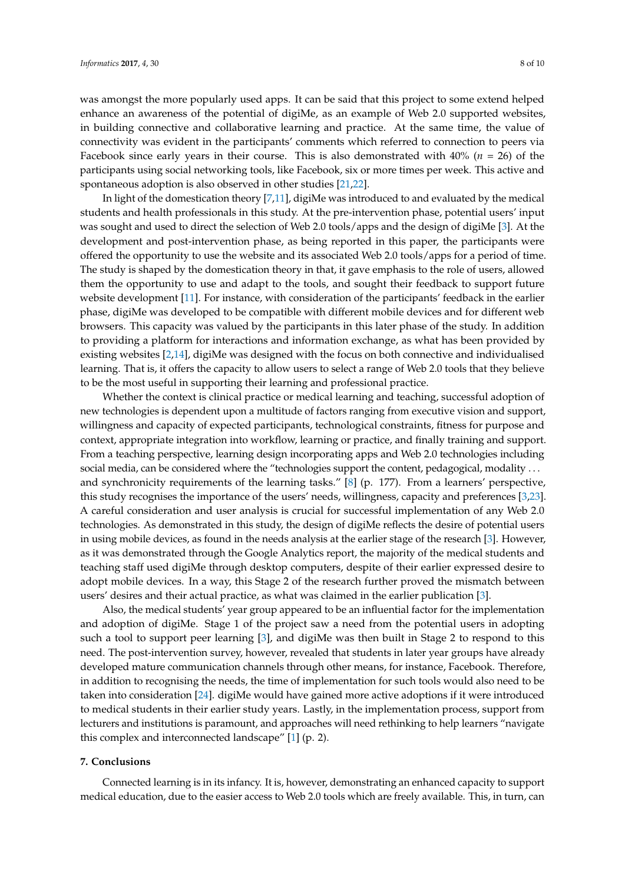was amongst the more popularly used apps. It can be said that this project to some extend helped enhance an awareness of the potential of digiMe, as an example of Web 2.0 supported websites, in building connective and collaborative learning and practice. At the same time, the value of connectivity was evident in the participants' comments which referred to connection to peers via Facebook since early years in their course. This is also demonstrated with 40% ($n$ = 26) of the participants using social networking tools, like Facebook, six or more times per week. This active and spontaneous adoption is also observed in other studies [21,22].

In light of the domestication theory [7,11], digiMe was introduced to and evaluated by the medical students and health professionals in this study. At the pre-intervention phase, potential users' input was sought and used to direct the selection of Web 2.0 tools/apps and the design of digiMe [3]. At the development and post-intervention phase, as being reported in this paper, the participants were offered the opportunity to use the website and its associated Web 2.0 tools/apps for a period of time. The study is shaped by the domestication theory in that, it gave emphasis to the role of users, allowed them the opportunity to use and adapt to the tools, and sought their feedback to support future website development [11]. For instance, with consideration of the participants' feedback in the earlier phase, digiMe was developed to be compatible with different mobile devices and for different web browsers. This capacity was valued by the participants in this later phase of the study. In addition to providing a platform for interactions and information exchange, as what has been provided by existing websites [2,14], digiMe was designed with the focus on both connective and individualised learning. That is, it offers the capacity to allow users to select a range of Web 2.0 tools that they believe to be the most useful in supporting their learning and professional practice.

Whether the context is clinical practice or medical learning and teaching, successful adoption of new technologies is dependent upon a multitude of factors ranging from executive vision and support, willingness and capacity of expected participants, technological constraints, fitness for purpose and context, appropriate integration into workflow, learning or practice, and finally training and support. From a teaching perspective, learning design incorporating apps and Web 2.0 technologies including social media, can be considered where the "technologies support the content, pedagogical, modality ... and synchronicity requirements of the learning tasks." [8] (p. 177). From a learners' perspective, this study recognises the importance of the users' needs, willingness, capacity and preferences [3,23]. A careful consideration and user analysis is crucial for successful implementation of any Web 2.0 technologies. As demonstrated in this study, the design of digiMe reflects the desire of potential users in using mobile devices, as found in the needs analysis at the earlier stage of the research [3]. However, as it was demonstrated through the Google Analytics report, the majority of the medical students and teaching staff used digiMe through desktop computers, despite of their earlier expressed desire to adopt mobile devices. In a way, this Stage 2 of the research further proved the mismatch between users' desires and their actual practice, as what was claimed in the earlier publication [3].

Also, the medical students' year group appeared to be an influential factor for the implementation and adoption of digiMe. Stage 1 of the project saw a need from the potential users in adopting such a tool to support peer learning [3], and digiMe was then built in Stage 2 to respond to this need. The post-intervention survey, however, revealed that students in later year groups have already developed mature communication channels through other means, for instance, Facebook. Therefore, in addition to recognising the needs, the time of implementation for such tools would also need to be taken into consideration [24]. digiMe would have gained more active adoptions if it were introduced to medical students in their earlier study years. Lastly, in the implementation process, support from lecturers and institutions is paramount, and approaches will need rethinking to help learners "navigate this complex and interconnected landscape" [1] (p. 2).

## 7. Conclusions

Connected learning is in its infancy. It is, however, demonstrating an enhanced capacity to support medical education, due to the easier access to Web 2.0 tools which are freely available. This, in turn, can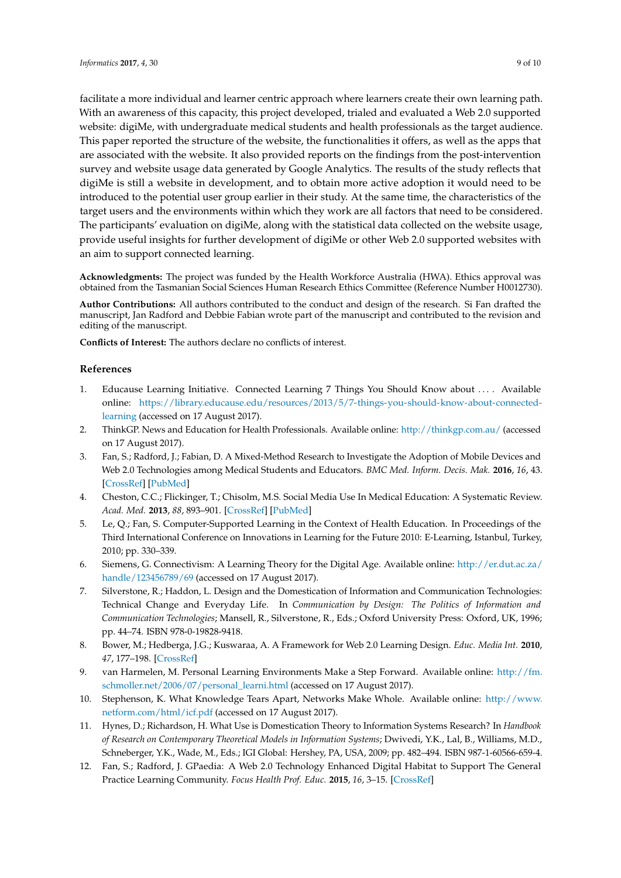facilitate a more individual and learner centric approach where learners create their own learning path. With an awareness of this capacity, this project developed, trialed and evaluated a Web 2.0 supported website: digiMe, with undergraduate medical students and health professionals as the target audience. This paper reported the structure of the website, the functionalities it offers, as well as the apps that are associated with the website. It also provided reports on the findings from the post-intervention survey and website usage data generated by Google Analytics. The results of the study reflects that digiMe is still a website in development, and to obtain more active adoption it would need to be introduced to the potential user group earlier in their study. At the same time, the characteristics of the target users and the environments within which they work are all factors that need to be considered. The participants' evaluation on digiMe, along with the statistical data collected on the website usage, provide useful insights for further development of digiMe or other Web 2.0 supported websites with an aim to support connected learning.

**Acknowledgments:** The project was funded by the Health Workforce Australia (HWA). Ethics approval was obtained from the Tasmanian Social Sciences Human Research Ethics Committee (Reference Number H0012730).

**Author Contributions:** All authors contributed to the conduct and design of the research. Si Fan drafted the manuscript, Jan Radford and Debbie Fabian wrote part of the manuscript and contributed to the revision and editing of the manuscript.

**Conflicts of Interest:** The authors declare no conflicts of interest.

## References

1. Educause Learning Initiative. Connected Learning 7 Things You Should Know about . . . . Available online: https://library.educause.edu/resources/2013/5/7-things-you-should-know-about-connected-learning (accessed on 17 August 2017).
2. ThinkGP. News and Education for Health Professionals. Available online: http://thinkgp.com.au/ (accessed on 17 August 2017).
3. Fan, S.; Radford, J.; Fabian, D. A Mixed-Method Research to Investigate the Adoption of Mobile Devices and Web 2.0 Technologies among Medical Students and Educators. *BMC Med. Inform. Decis. Mak.* **2016**, *16*, 43. [CrossRef] [PubMed]
4. Cheston, C.C.; Flickinger, T.; Chisolm, M.S. Social Media Use In Medical Education: A Systematic Review. *Acad. Med.* **2013**, *88*, 893–901. [CrossRef] [PubMed]
5. Le, Q.; Fan, S. Computer-Supported Learning in the Context of Health Education. In Proceedings of the Third International Conference on Innovations in Learning for the Future 2010: E-Learning, Istanbul, Turkey, 2010; pp. 330–339.
6. Siemens, G. Connectivism: A Learning Theory for the Digital Age. Available online: http://er.dut.ac.za/handle/123456789/69 (accessed on 17 August 2017).
7. Silverstone, R.; Haddon, L. Design and the Domestication of Information and Communication Technologies: Technical Change and Everyday Life. In *Communication by Design: The Politics of Information and Communication Technologies*; Mansell, R., Silverstone, R., Eds.; Oxford University Press: Oxford, UK, 1996; pp. 44–74. ISBN 978-0-19828-9418.
8. Bower, M.; Hedberga, J.G.; Kuswaraa, A. A Framework for Web 2.0 Learning Design. *Educ. Media Int.* **2010**, *47*, 177–198. [CrossRef]
9. van Harmelen, M. Personal Learning Environments Make a Step Forward. Available online: http://fm.schmoller.net/2006/07/personal_learni.html (accessed on 17 August 2017).
10. Stephenson, K. What Knowledge Tears Apart, Networks Make Whole. Available online: http://www.netform.com/html/icf.pdf (accessed on 17 August 2017).
11. Hynes, D.; Richardson, H. What Use is Domestication Theory to Information Systems Research? In *Handbook of Research on Contemporary Theoretical Models in Information Systems*; Dwivedi, Y.K., Lal, B., Williams, M.D., Schneberger, Y.K., Wade, M., Eds.; IGI Global: Hershey, PA, USA, 2009; pp. 482–494. ISBN 987-1-60566-659-4.
12. Fan, S.; Radford, J. GPaedia: A Web 2.0 Technology Enhanced Digital Habitat to Support The General Practice Learning Community. *Focus Health Prof. Educ.* **2015**, *16*, 3–15. [CrossRef]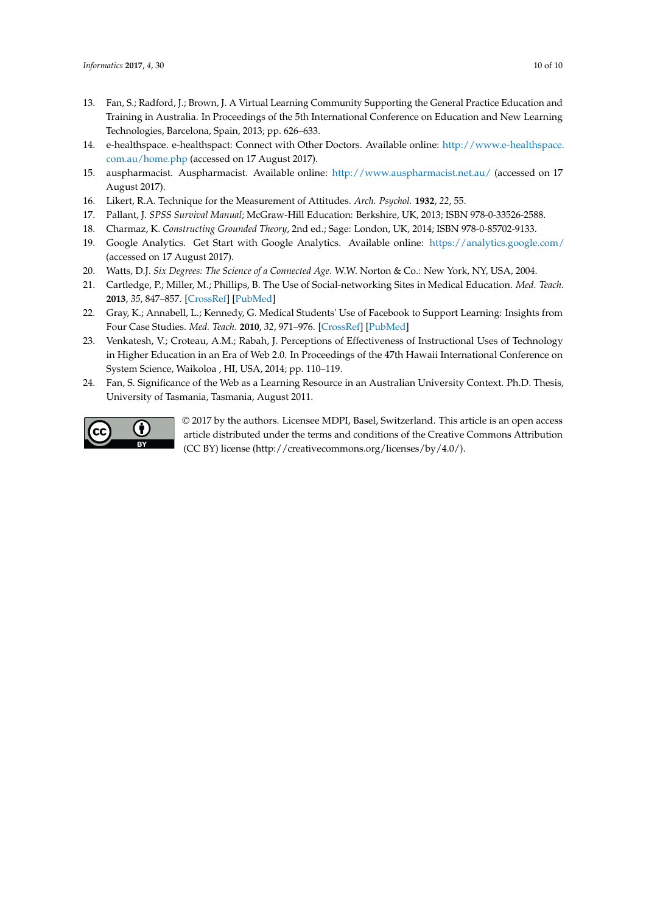13. Fan, S.; Radford, J.; Brown, J. A Virtual Learning Community Supporting the General Practice Education and Training in Australia. In Proceedings of the 5th International Conference on Education and New Learning Technologies, Barcelona, Spain, 2013; pp. 626–633.
14. e-healthspace. e-healthspact: Connect with Other Doctors. Available online: http://www.e-healthspace.com.au/home.php (accessed on 17 August 2017).
15. auspharmacist. Auspharmacist. Available online: http://www.auspharmacist.net.au/ (accessed on 17 August 2017).
16. Likert, R.A. Technique for the Measurement of Attitudes. *Arch. Psychol.* **1932**, *22*, 55.
17. Pallant, J. *SPSS Survival Manual*; McGraw-Hill Education: Berkshire, UK, 2013; ISBN 978-0-33526-2588.
18. Charmaz, K. *Constructing Grounded Theory*, 2nd ed.; Sage: London, UK, 2014; ISBN 978-0-85702-9133.
19. Google Analytics. Get Start with Google Analytics. Available online: https://analytics.google.com/ (accessed on 17 August 2017).
20. Watts, D.J. *Six Degrees: The Science of a Connected Age*. W.W. Norton & Co.: New York, NY, USA, 2004.
21. Cartledge, P.; Miller, M.; Phillips, B. The Use of Social-networking Sites in Medical Education. *Med. Teach.* **2013**, *35*, 847–857. [CrossRef] [PubMed]
22. Gray, K.; Annabell, L.; Kennedy, G. Medical Students' Use of Facebook to Support Learning: Insights from Four Case Studies. *Med. Teach.* **2010**, *32*, 971–976. [CrossRef] [PubMed]
23. Venkatesh, V.; Croteau, A.M.; Rabah, J. Perceptions of Effectiveness of Instructional Uses of Technology in Higher Education in an Era of Web 2.0. In Proceedings of the 47th Hawaii International Conference on System Science, Waikoloa , HI, USA, 2014; pp. 110–119.
24. Fan, S. Significance of the Web as a Learning Resource in an Australian University Context. Ph.D. Thesis, University of Tasmania, Tasmania, August 2011.

© 2017 by the authors. Licensee MDPI, Basel, Switzerland. This article is an open access article distributed under the terms and conditions of the Creative Commons Attribution (CC BY) license (http://creativecommons.org/licenses/by/4.0/).